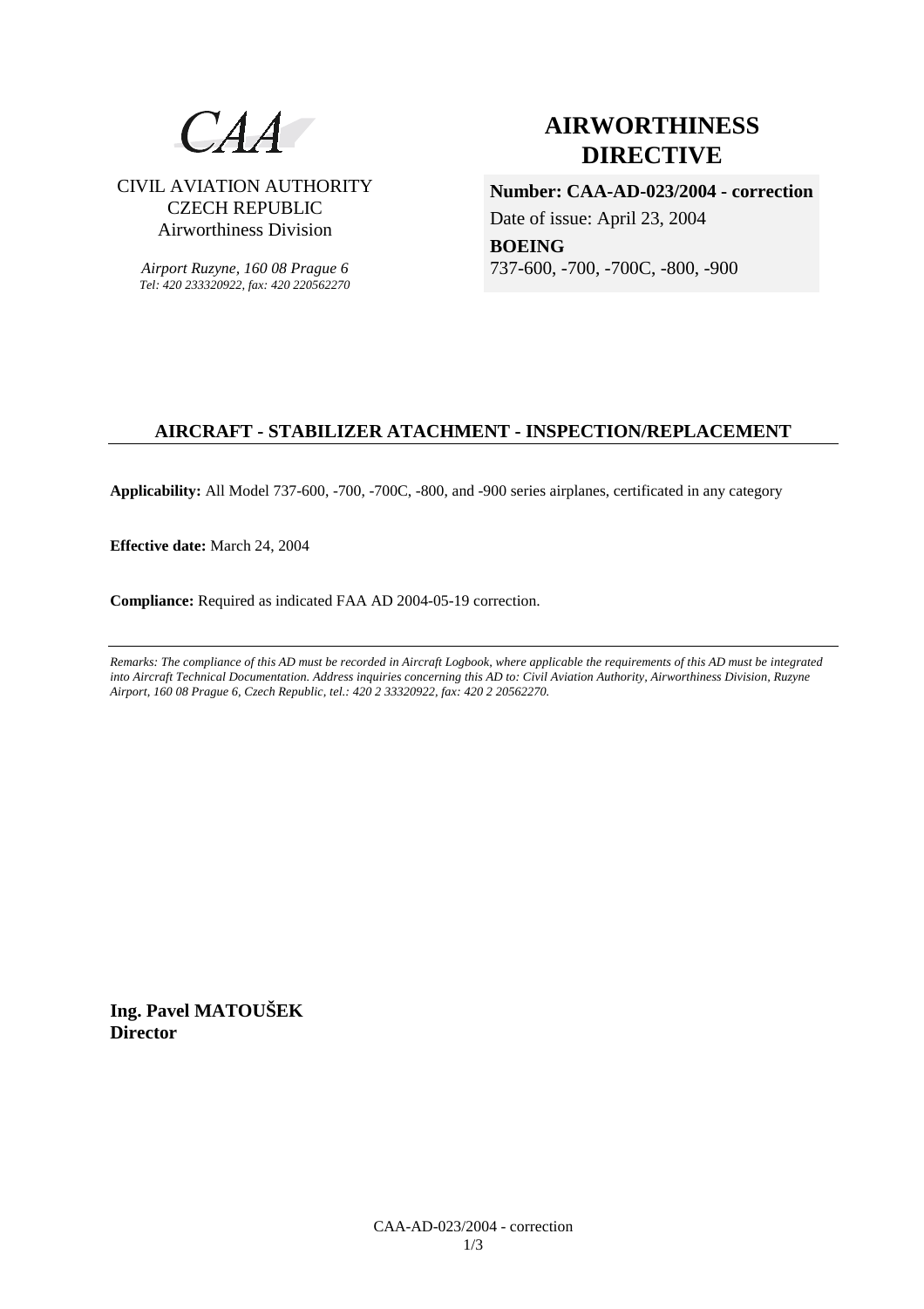CAA

CIVIL AVIATION AUTHORITY
CZECH REPUBLIC
Airworthiness Division

*Airport Ruzyne, 160 08 Prague 6*
*Tel: 420 233320922, fax: 420 220562270*

# AIRWORTHINESS DIRECTIVE

**Number: CAA-AD-023/2004 - correction**

Date of issue: April 23, 2004

**BOEING**
737-600, -700, -700C, -800, -900

## AIRCRAFT - STABILIZER ATACHMENT - INSPECTION/REPLACEMENT

**Applicability:** All Model 737-600, -700, -700C, -800, and -900 series airplanes, certificated in any category

**Effective date:** March 24, 2004

**Compliance:** Required as indicated FAA AD 2004-05-19 correction.

---

*Remarks: The compliance of this AD must be recorded in Aircraft Logbook, where applicable the requirements of this AD must be integrated into Aircraft Technical Documentation. Address inquiries concerning this AD to: Civil Aviation Authority, Airworthiness Division, Ruzyne Airport, 160 08 Prague 6, Czech Republic, tel.: 420 2 33320922, fax: 420 2 20562270.*

**Ing. Pavel MATOUŠEK**
**Director**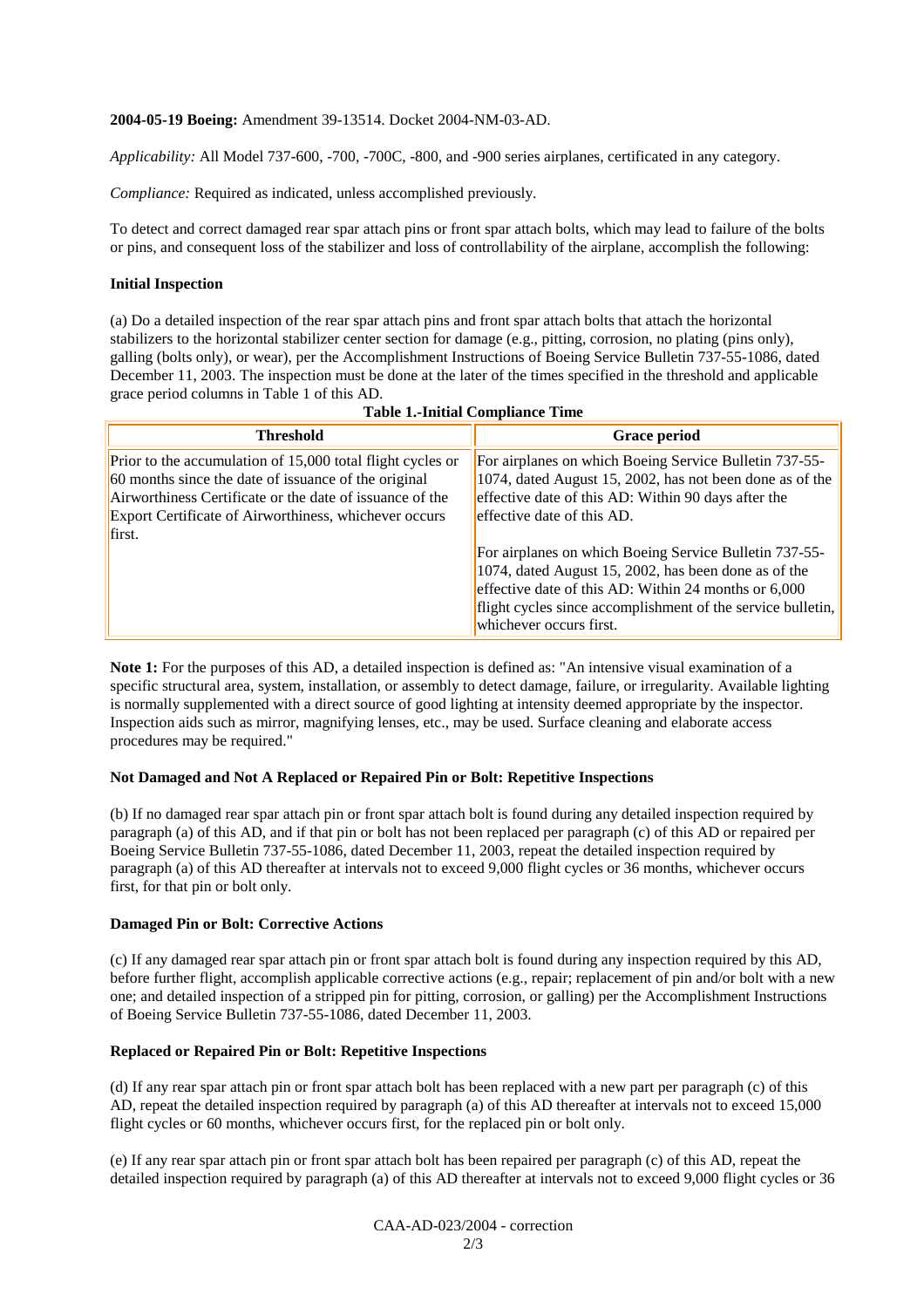**2004-05-19 Boeing:** Amendment 39-13514. Docket 2004-NM-03-AD.

*Applicability:* All Model 737-600, -700, -700C, -800, and -900 series airplanes, certificated in any category.

*Compliance:* Required as indicated, unless accomplished previously.

To detect and correct damaged rear spar attach pins or front spar attach bolts, which may lead to failure of the bolts or pins, and consequent loss of the stabilizer and loss of controllability of the airplane, accomplish the following:

**Initial Inspection**

(a) Do a detailed inspection of the rear spar attach pins and front spar attach bolts that attach the horizontal stabilizers to the horizontal stabilizer center section for damage (e.g., pitting, corrosion, no plating (pins only), galling (bolts only), or wear), per the Accomplishment Instructions of Boeing Service Bulletin 737-55-1086, dated December 11, 2003. The inspection must be done at the later of the times specified in the threshold and applicable grace period columns in Table 1 of this AD.

**Table 1.-Initial Compliance Time**

| Threshold | Grace period |
|---|---|
| Prior to the accumulation of 15,000 total flight cycles or 60 months since the date of issuance of the original Airworthiness Certificate or the date of issuance of the Export Certificate of Airworthiness, whichever occurs first. | For airplanes on which Boeing Service Bulletin 737-55-1074, dated August 15, 2002, has not been done as of the effective date of this AD: Within 90 days after the effective date of this AD.<br><br>For airplanes on which Boeing Service Bulletin 737-55-1074, dated August 15, 2002, has been done as of the effective date of this AD: Within 24 months or 6,000 flight cycles since accomplishment of the service bulletin, whichever occurs first. |

**Note 1:** For the purposes of this AD, a detailed inspection is defined as: "An intensive visual examination of a specific structural area, system, installation, or assembly to detect damage, failure, or irregularity. Available lighting is normally supplemented with a direct source of good lighting at intensity deemed appropriate by the inspector. Inspection aids such as mirror, magnifying lenses, etc., may be used. Surface cleaning and elaborate access procedures may be required."

**Not Damaged and Not A Replaced or Repaired Pin or Bolt: Repetitive Inspections**

(b) If no damaged rear spar attach pin or front spar attach bolt is found during any detailed inspection required by paragraph (a) of this AD, and if that pin or bolt has not been replaced per paragraph (c) of this AD or repaired per Boeing Service Bulletin 737-55-1086, dated December 11, 2003, repeat the detailed inspection required by paragraph (a) of this AD thereafter at intervals not to exceed 9,000 flight cycles or 36 months, whichever occurs first, for that pin or bolt only.

**Damaged Pin or Bolt: Corrective Actions**

(c) If any damaged rear spar attach pin or front spar attach bolt is found during any inspection required by this AD, before further flight, accomplish applicable corrective actions (e.g., repair; replacement of pin and/or bolt with a new one; and detailed inspection of a stripped pin for pitting, corrosion, or galling) per the Accomplishment Instructions of Boeing Service Bulletin 737-55-1086, dated December 11, 2003.

**Replaced or Repaired Pin or Bolt: Repetitive Inspections**

(d) If any rear spar attach pin or front spar attach bolt has been replaced with a new part per paragraph (c) of this AD, repeat the detailed inspection required by paragraph (a) of this AD thereafter at intervals not to exceed 15,000 flight cycles or 60 months, whichever occurs first, for the replaced pin or bolt only.

(e) If any rear spar attach pin or front spar attach bolt has been repaired per paragraph (c) of this AD, repeat the detailed inspection required by paragraph (a) of this AD thereafter at intervals not to exceed 9,000 flight cycles or 36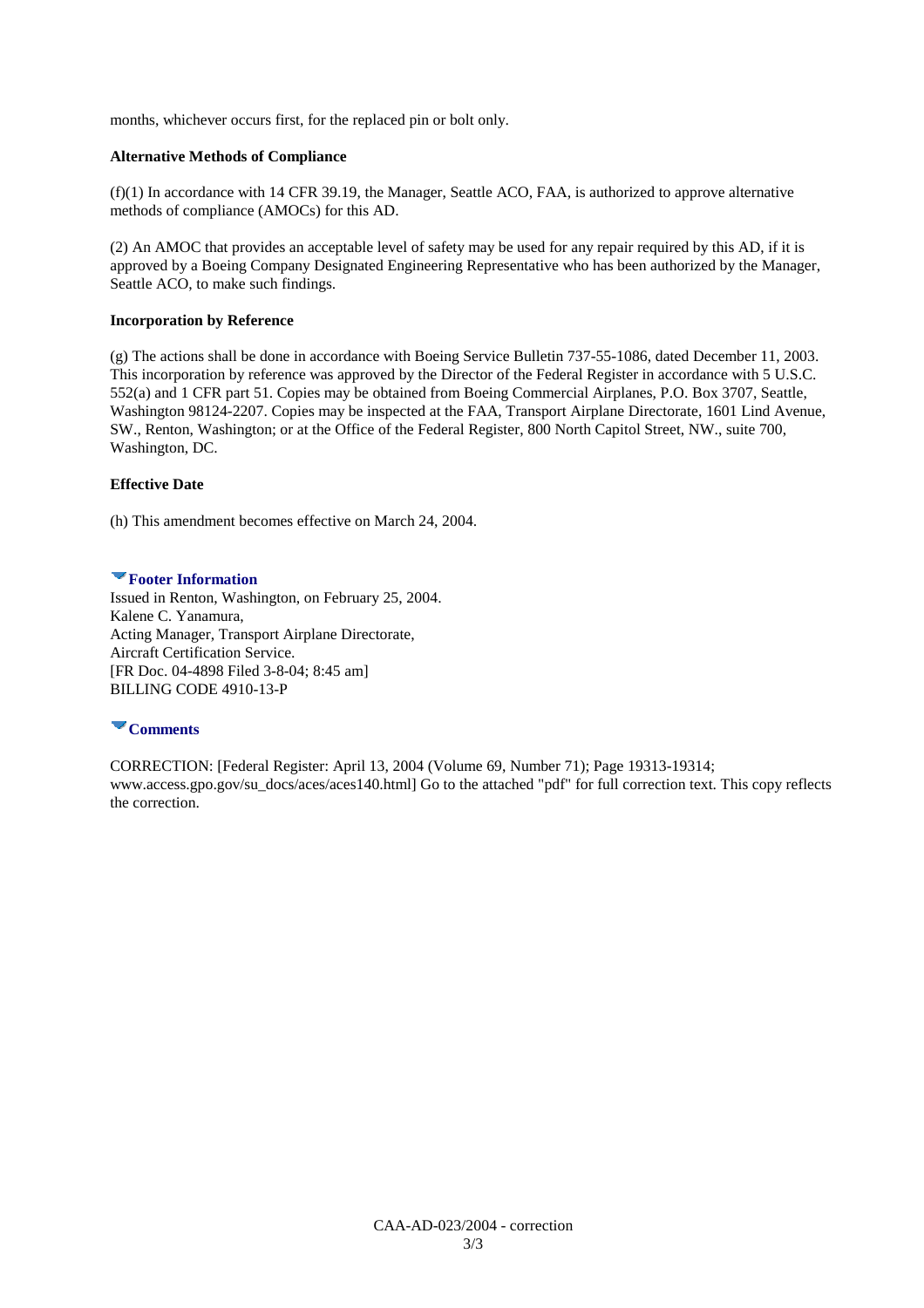months, whichever occurs first, for the replaced pin or bolt only.

**Alternative Methods of Compliance**

(f)(1) In accordance with 14 CFR 39.19, the Manager, Seattle ACO, FAA, is authorized to approve alternative methods of compliance (AMOCs) for this AD.

(2) An AMOC that provides an acceptable level of safety may be used for any repair required by this AD, if it is approved by a Boeing Company Designated Engineering Representative who has been authorized by the Manager, Seattle ACO, to make such findings.

**Incorporation by Reference**

(g) The actions shall be done in accordance with Boeing Service Bulletin 737-55-1086, dated December 11, 2003. This incorporation by reference was approved by the Director of the Federal Register in accordance with 5 U.S.C. 552(a) and 1 CFR part 51. Copies may be obtained from Boeing Commercial Airplanes, P.O. Box 3707, Seattle, Washington 98124-2207. Copies may be inspected at the FAA, Transport Airplane Directorate, 1601 Lind Avenue, SW., Renton, Washington; or at the Office of the Federal Register, 800 North Capitol Street, NW., suite 700, Washington, DC.

**Effective Date**

(h) This amendment becomes effective on March 24, 2004.

**Footer Information**

Issued in Renton, Washington, on February 25, 2004.
Kalene C. Yanamura,
Acting Manager, Transport Airplane Directorate,
Aircraft Certification Service.
[FR Doc. 04-4898 Filed 3-8-04; 8:45 am]
BILLING CODE 4910-13-P

**Comments**

CORRECTION: [Federal Register: April 13, 2004 (Volume 69, Number 71); Page 19313-19314; www.access.gpo.gov/su_docs/aces/aces140.html] Go to the attached "pdf" for full correction text. This copy reflects the correction.